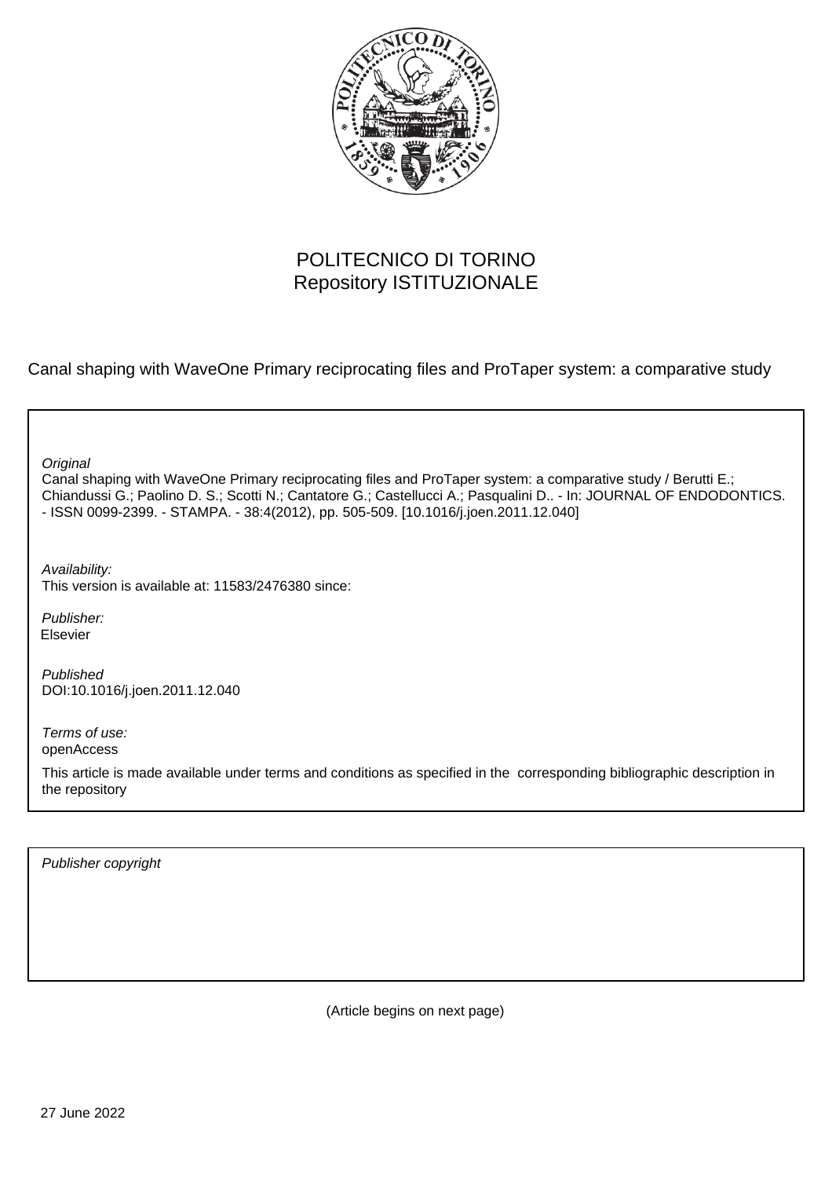POLITECNICO DI TORINO
Repository ISTITUZIONALE

Canal shaping with WaveOne Primary reciprocating files and ProTaper system: a comparative study

*Original*
Canal shaping with WaveOne Primary reciprocating files and ProTaper system: a comparative study / Berutti E.; Chiandussi G.; Paolino D. S.; Scotti N.; Cantatore G.; Castellucci A.; Pasqualini D.. - In: JOURNAL OF ENDODONTICS. - ISSN 0099-2399. - STAMPA. - 38:4(2012), pp. 505-509. [10.1016/j.joen.2011.12.040]

*Availability:*
This version is available at: 11583/2476380 since:

*Publisher:*
Elsevier

*Published*
DOI:10.1016/j.joen.2011.12.040

*Terms of use:*
openAccess

This article is made available under terms and conditions as specified in the corresponding bibliographic description in the repository

*Publisher copyright*

(Article begins on next page)

27 June 2022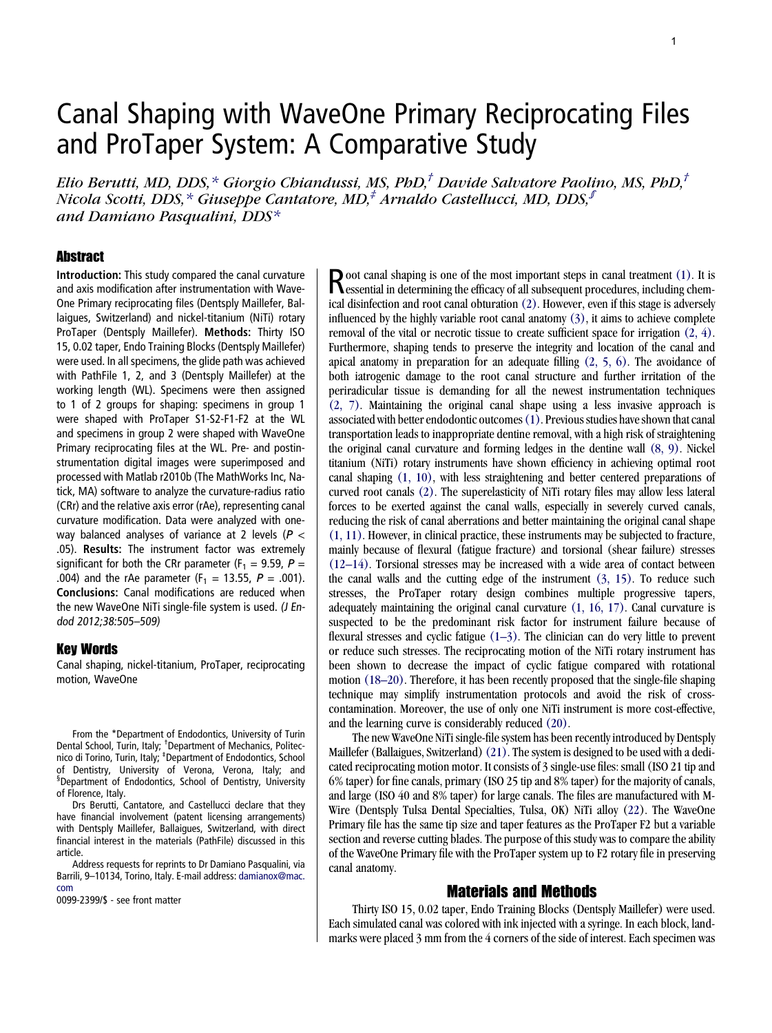# Canal Shaping with WaveOne Primary Reciprocating Files and ProTaper System: A Comparative Study

*Elio Berutti, MD, DDS,\* Giorgio Chiandussi, MS, PhD,[†] Davide Salvatore Paolino, MS, PhD,[†] Nicola Scotti, DDS,\* Giuseppe Cantatore, MD,[‡] Arnaldo Castellucci, MD, DDS,[§] and Damiano Pasqualini, DDS\**

## Abstract

**Introduction:** This study compared the canal curvature and axis modification after instrumentation with WaveOne Primary reciprocating files (Dentsply Maillefer, Ballaigues, Switzerland) and nickel-titanium (NiTi) rotary ProTaper (Dentsply Maillefer). **Methods:** Thirty ISO 15, 0.02 taper, Endo Training Blocks (Dentsply Maillefer) were used. In all specimens, the glide path was achieved with PathFile 1, 2, and 3 (Dentsply Maillefer) at the working length (WL). Specimens were then assigned to 1 of 2 groups for shaping: specimens in group 1 were shaped with ProTaper S1-S2-F1-F2 at the WL and specimens in group 2 were shaped with WaveOne Primary reciprocating files at the WL. Pre- and postinstrumentation digital images were superimposed and processed with Matlab r2010b (The MathWorks Inc, Natick, MA) software to analyze the curvature-radius ratio (CRr) and the relative axis error (rAe), representing canal curvature modification. Data were analyzed with one-way balanced analyses of variance at 2 levels ($P <$ .05). **Results:** The instrument factor was extremely significant for both the CRr parameter ($F_1 = 9.59$, $P =$ .004) and the rAe parameter ($F_1 = 13.55$, $P = .001$). **Conclusions:** Canal modifications are reduced when the new WaveOne NiTi single-file system is used. *(J Endod 2012;38:505–509)*

## Key Words

Canal shaping, nickel-titanium, ProTaper, reciprocating motion, WaveOne

From the \*Department of Endodontics, University of Turin Dental School, Turin, Italy; [†]Department of Mechanics, Politecnico di Torino, Turin, Italy; [‡]Department of Endodontics, School of Dentistry, University of Verona, Verona, Italy; and [§]Department of Endodontics, School of Dentistry, University of Florence, Italy.

Drs Berutti, Cantatore, and Castellucci declare that they have financial involvement (patent licensing arrangements) with Dentsply Maillefer, Ballaigues, Switzerland, with direct financial interest in the materials (PathFile) discussed in this article.

Address requests for reprints to Dr Damiano Pasqualini, via Barrili, 9–10134, Torino, Italy. E-mail address: damianox@mac.com

0099-2399/$ - see front matter

Root canal shaping is one of the most important steps in canal treatment (1). It is essential in determining the efficacy of all subsequent procedures, including chemical disinfection and root canal obturation (2). However, even if this stage is adversely influenced by the highly variable root canal anatomy (3), it aims to achieve complete removal of the vital or necrotic tissue to create sufficient space for irrigation (2, 4). Furthermore, shaping tends to preserve the integrity and location of the canal and apical anatomy in preparation for an adequate filling (2, 5, 6). The avoidance of both iatrogenic damage to the root canal structure and further irritation of the periradicular tissue is demanding for all the newest instrumentation techniques (2, 7). Maintaining the original canal shape using a less invasive approach is associated with better endodontic outcomes (1). Previous studies have shown that canal transportation leads to inappropriate dentine removal, with a high risk of straightening the original canal curvature and forming ledges in the dentine wall (8, 9). Nickel titanium (NiTi) rotary instruments have shown efficiency in achieving optimal root canal shaping (1, 10), with less straightening and better centered preparations of curved root canals (2). The superelasticity of NiTi rotary files may allow less lateral forces to be exerted against the canal walls, especially in severely curved canals, reducing the risk of canal aberrations and better maintaining the original canal shape (1, 11). However, in clinical practice, these instruments may be subjected to fracture, mainly because of flexural (fatigue fracture) and torsional (shear failure) stresses (12–14). Torsional stresses may be increased with a wide area of contact between the canal walls and the cutting edge of the instrument (3, 15). To reduce such stresses, the ProTaper rotary design combines multiple progressive tapers, adequately maintaining the original canal curvature (1, 16, 17). Canal curvature is suspected to be the predominant risk factor for instrument failure because of flexural stresses and cyclic fatigue (1–3). The clinician can do very little to prevent or reduce such stresses. The reciprocating motion of the NiTi rotary instrument has been shown to decrease the impact of cyclic fatigue compared with rotational motion (18–20). Therefore, it has been recently proposed that the single-file shaping technique may simplify instrumentation protocols and avoid the risk of cross-contamination. Moreover, the use of only one NiTi instrument is more cost-effective, and the learning curve is considerably reduced (20).

The new WaveOne NiTi single-file system has been recently introduced by Dentsply Maillefer (Ballaigues, Switzerland) (21). The system is designed to be used with a dedicated reciprocating motion motor. It consists of 3 single-use files: small (ISO 21 tip and 6% taper) for fine canals, primary (ISO 25 tip and 8% taper) for the majority of canals, and large (ISO 40 and 8% taper) for large canals. The files are manufactured with M-Wire (Dentsply Tulsa Dental Specialties, Tulsa, OK) NiTi alloy (22). The WaveOne Primary file has the same tip size and taper features as the ProTaper F2 but a variable section and reverse cutting blades. The purpose of this study was to compare the ability of the WaveOne Primary file with the ProTaper system up to F2 rotary file in preserving canal anatomy.

## Materials and Methods

Thirty ISO 15, 0.02 taper, Endo Training Blocks (Dentsply Maillefer) were used. Each simulated canal was colored with ink injected with a syringe. In each block, landmarks were placed 3 mm from the 4 corners of the side of interest. Each specimen was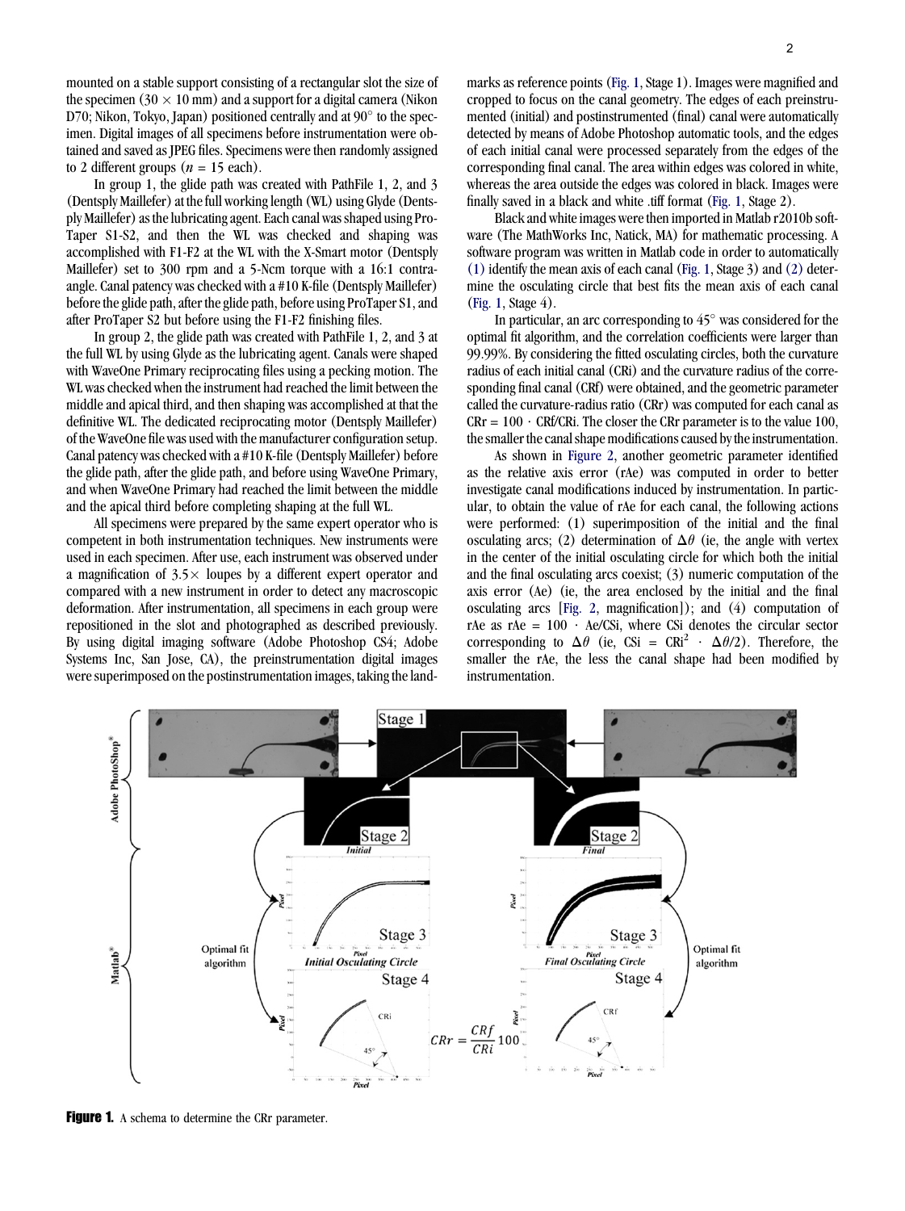mounted on a stable support consisting of a rectangular slot the size of the specimen (30 × 10 mm) and a support for a digital camera (Nikon D70; Nikon, Tokyo, Japan) positioned centrally and at 90° to the specimen. Digital images of all specimens before instrumentation were obtained and saved as JPEG files. Specimens were then randomly assigned to 2 different groups ($n$ = 15 each).

In group 1, the glide path was created with PathFile 1, 2, and 3 (Dentsply Maillefer) at the full working length (WL) using Glyde (Dentsply Maillefer) as the lubricating agent. Each canal was shaped using ProTaper S1-S2, and then the WL was checked and shaping was accomplished with F1-F2 at the WL with the X-Smart motor (Dentsply Maillefer) set to 300 rpm and a 5-Ncm torque with a 16:1 contra-angle. Canal patency was checked with a #10 K-file (Dentsply Maillefer) before the glide path, after the glide path, before using ProTaper S1, and after ProTaper S2 but before using the F1-F2 finishing files.

In group 2, the glide path was created with PathFile 1, 2, and 3 at the full WL by using Glyde as the lubricating agent. Canals were shaped with WaveOne Primary reciprocating files using a pecking motion. The WL was checked when the instrument had reached the limit between the middle and apical third, and then shaping was accomplished at that the definitive WL. The dedicated reciprocating motor (Dentsply Maillefer) of the WaveOne file was used with the manufacturer configuration setup. Canal patency was checked with a #10 K-file (Dentsply Maillefer) before the glide path, after the glide path, and before using WaveOne Primary, and when WaveOne Primary had reached the limit between the middle and the apical third before completing shaping at the full WL.

All specimens were prepared by the same expert operator who is competent in both instrumentation techniques. New instruments were used in each specimen. After use, each instrument was observed under a magnification of 3.5× loupes by a different expert operator and compared with a new instrument in order to detect any macroscopic deformation. After instrumentation, all specimens in each group were repositioned in the slot and photographed as described previously. By using digital imaging software (Adobe Photoshop CS4; Adobe Systems Inc, San Jose, CA), the preinstrumentation digital images were superimposed on the postinstrumentation images, taking the landmarks as reference points (Fig. 1, Stage 1). Images were magnified and cropped to focus on the canal geometry. The edges of each preinstrumented (initial) and postinstrumented (final) canal were automatically detected by means of Adobe Photoshop automatic tools, and the edges of each initial canal were processed separately from the edges of the corresponding final canal. The area within edges was colored in white, whereas the area outside the edges was colored in black. Images were finally saved in a black and white .tiff format (Fig. 1, Stage 2).

Black and white images were then imported in Matlab r2010b software (The MathWorks Inc, Natick, MA) for mathematic processing. A software program was written in Matlab code in order to automatically (1) identify the mean axis of each canal (Fig. 1, Stage 3) and (2) determine the osculating circle that best fits the mean axis of each canal (Fig. 1, Stage 4).

In particular, an arc corresponding to 45° was considered for the optimal fit algorithm, and the correlation coefficients were larger than 99.99%. By considering the fitted osculating circles, both the curvature radius of each initial canal (CRi) and the curvature radius of the corresponding final canal (CRf) were obtained, and the geometric parameter called the curvature-radius ratio (CRr) was computed for each canal as CRr = 100 · CRf/CRi. The closer the CRr parameter is to the value 100, the smaller the canal shape modifications caused by the instrumentation.

As shown in Figure 2, another geometric parameter identified as the relative axis error (rAe) was computed in order to better investigate canal modifications induced by instrumentation. In particular, to obtain the value of rAe for each canal, the following actions were performed: (1) superimposition of the initial and the final osculating arcs; (2) determination of $\Delta\theta$ (ie, the angle with vertex in the center of the initial osculating circle for which both the initial and the final osculating arcs coexist; (3) numeric computation of the axis error (Ae) (ie, the area enclosed by the initial and the final osculating arcs [Fig. 2, magnification]); and (4) computation of rAe as rAe = 100 · Ae/CSi, where CSi denotes the circular sector corresponding to $\Delta\theta$ (ie, CSi = $CRi^2 \cdot \Delta\theta/2$). Therefore, the smaller the rAe, the less the canal shape had been modified by instrumentation.

**Figure 1.** A schema to determine the CRr parameter.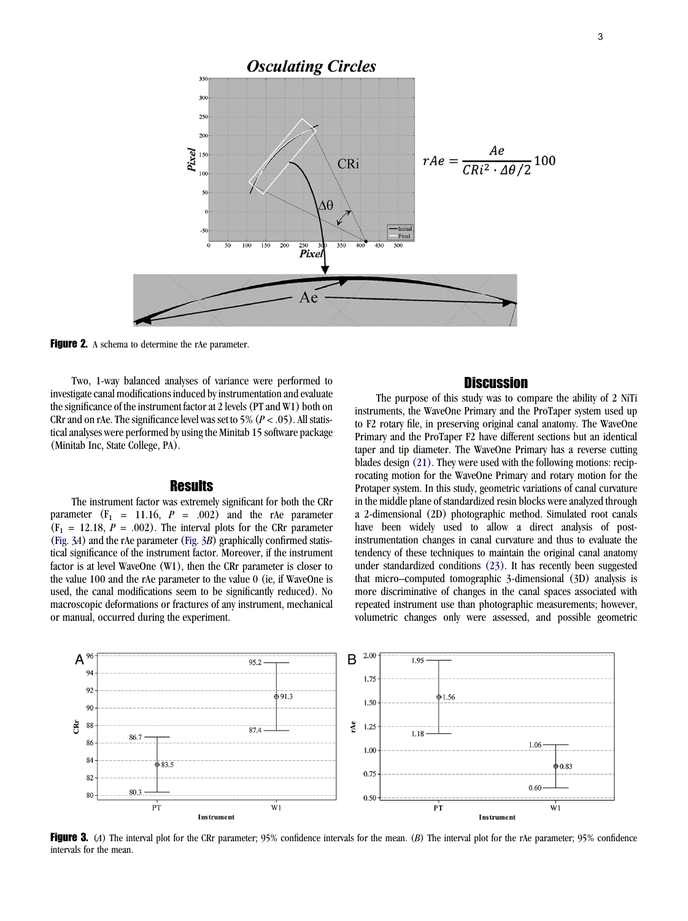Figure 2. A schema to determine the rAe parameter.

$$rAe = \frac{Ae}{CRi^2 \cdot \Delta\theta/2} 100$$

Two, 1-way balanced analyses of variance were performed to investigate canal modifications induced by instrumentation and evaluate the significance of the instrument factor at 2 levels (PT and W1) both on CRr and on rAe. The significance level was set to 5% ($P < .05$). All statistical analyses were performed by using the Minitab 15 software package (Minitab Inc, State College, PA).

## Results

The instrument factor was extremely significant for both the CRr parameter ($F_1$ = 11.16, $P$ = .002) and the rAe parameter ($F_1$ = 12.18, $P$ = .002). The interval plots for the CRr parameter (Fig. 3*A*) and the rAe parameter (Fig. 3*B*) graphically confirmed statistical significance of the instrument factor. Moreover, if the instrument factor is at level WaveOne (W1), then the CRr parameter is closer to the value 100 and the rAe parameter to the value 0 (ie, if WaveOne is used, the canal modifications seem to be significantly reduced). No macroscopic deformations or fractures of any instrument, mechanical or manual, occurred during the experiment.

## Discussion

The purpose of this study was to compare the ability of 2 NiTi instruments, the WaveOne Primary and the ProTaper system used up to F2 rotary file, in preserving original canal anatomy. The WaveOne Primary and the ProTaper F2 have different sections but an identical taper and tip diameter. The WaveOne Primary has a reverse cutting blades design (21). They were used with the following motions: reciprocating motion for the WaveOne Primary and rotary motion for the Protaper system. In this study, geometric variations of canal curvature in the middle plane of standardized resin blocks were analyzed through a 2-dimensional (2D) photographic method. Simulated root canals have been widely used to allow a direct analysis of post-instrumentation changes in canal curvature and thus to evaluate the tendency of these techniques to maintain the original canal anatomy under standardized conditions (23). It has recently been suggested that micro–computed tomographic 3-dimensional (3D) analysis is more discriminative of changes in the canal spaces associated with repeated instrument use than photographic measurements; however, volumetric changes only were assessed, and possible geometric

Figure 3. (*A*) The interval plot for the CRr parameter; 95% confidence intervals for the mean. (*B*) The interval plot for the rAe parameter; 95% confidence intervals for the mean.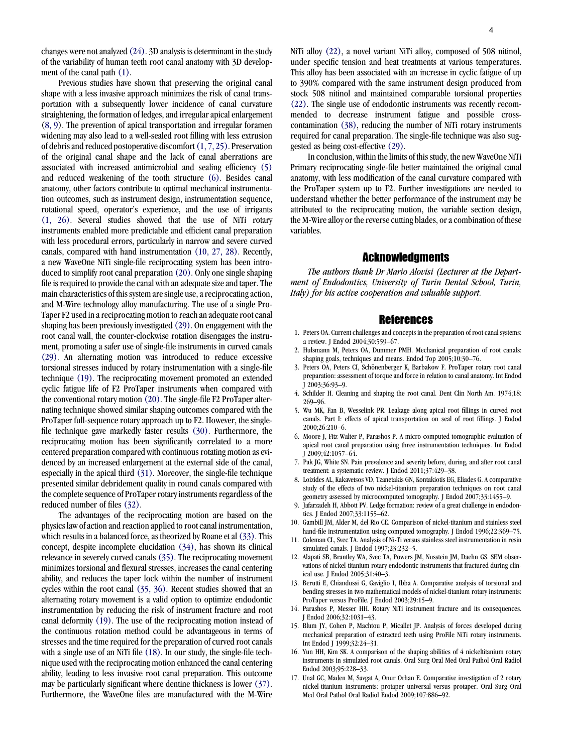changes were not analyzed (24). 3D analysis is determinant in the study of the variability of human teeth root canal anatomy with 3D development of the canal path (1).

Previous studies have shown that preserving the original canal shape with a less invasive approach minimizes the risk of canal transportation with a subsequently lower incidence of canal curvature straightening, the formation of ledges, and irregular apical enlargement (8, 9). The prevention of apical transportation and irregular foramen widening may also lead to a well-sealed root filling with less extrusion of debris and reduced postoperative discomfort (1, 7, 25). Preservation of the original canal shape and the lack of canal aberrations are associated with increased antimicrobial and sealing efficiency (5) and reduced weakening of the tooth structure (6). Besides canal anatomy, other factors contribute to optimal mechanical instrumentation outcomes, such as instrument design, instrumentation sequence, rotational speed, operator's experience, and the use of irrigants (1, 26). Several studies showed that the use of NiTi rotary instruments enabled more predictable and efficient canal preparation with less procedural errors, particularly in narrow and severe curved canals, compared with hand instrumentation (10, 27, 28). Recently, a new WaveOne NiTi single-file reciprocating system has been introduced to simplify root canal preparation (20). Only one single shaping file is required to provide the canal with an adequate size and taper. The main characteristics of this system are single use, a reciprocating action, and M-Wire technology alloy manufacturing. The use of a single ProTaper F2 used in a reciprocating motion to reach an adequate root canal shaping has been previously investigated (29). On engagement with the root canal wall, the counter-clockwise rotation disengages the instrument, promoting a safer use of single-file instruments in curved canals (29). An alternating motion was introduced to reduce excessive torsional stresses induced by rotary instrumentation with a single-file technique (19). The reciprocating movement promoted an extended cyclic fatigue life of F2 ProTaper instruments when compared with the conventional rotary motion (20). The single-file F2 ProTaper alternating technique showed similar shaping outcomes compared with the ProTaper full-sequence rotary approach up to F2. However, the single-file technique gave markedly faster results (30). Furthermore, the reciprocating motion has been significantly correlated to a more centered preparation compared with continuous rotating motion as evidenced by an increased enlargement at the external side of the canal, especially in the apical third (31). Moreover, the single-file technique presented similar debridement quality in round canals compared with the complete sequence of ProTaper rotary instruments regardless of the reduced number of files (32).

The advantages of the reciprocating motion are based on the physics law of action and reaction applied to root canal instrumentation, which results in a balanced force, as theorized by Roane et al (33). This concept, despite incomplete elucidation (34), has shown its clinical relevance in severely curved canals (35). The reciprocating movement minimizes torsional and flexural stresses, increases the canal centering ability, and reduces the taper lock within the number of instrument cycles within the root canal (35, 36). Recent studies showed that an alternating rotary movement is a valid option to optimize endodontic instrumentation by reducing the risk of instrument fracture and root canal deformity (19). The use of the reciprocating motion instead of the continuous rotation method could be advantageous in terms of stresses and the time required for the preparation of curved root canals with a single use of an NiTi file (18). In our study, the single-file technique used with the reciprocating motion enhanced the canal centering ability, leading to less invasive root canal preparation. This outcome may be particularly significant where dentine thickness is lower (37). Furthermore, the WaveOne files are manufactured with the M-Wire NiTi alloy (22), a novel variant NiTi alloy, composed of 508 nitinol, under specific tension and heat treatments at various temperatures. This alloy has been associated with an increase in cyclic fatigue of up to 390% compared with the same instrument design produced from stock 508 nitinol and maintained comparable torsional properties (22). The single use of endodontic instruments was recently recommended to decrease instrument fatigue and possible cross-contamination (38), reducing the number of NiTi rotary instruments required for canal preparation. The single-file technique was also suggested as being cost-effective (29).

In conclusion, within the limits of this study, the new WaveOne NiTi Primary reciprocating single-file better maintained the original canal anatomy, with less modification of the canal curvature compared with the ProTaper system up to F2. Further investigations are needed to understand whether the better performance of the instrument may be attributed to the reciprocating motion, the variable section design, the M-Wire alloy or the reverse cutting blades, or a combination of these variables.

## Acknowledgments

*The authors thank Dr Mario Alovisi (Lecturer at the Department of Endodontics, University of Turin Dental School, Turin, Italy) for his active cooperation and valuable support.*

## References

1. Peters OA. Current challenges and concepts in the preparation of root canal systems: a review. J Endod 2004;30:559–67.
2. Hulsmann M, Peters OA, Dummer PMH. Mechanical preparation of root canals: shaping goals, techniques and means. Endod Top 2005;10:30–76.
3. Peters OA, Peters CI, Schönenberger K, Barbakow F. ProTaper rotary root canal preparation: assessment of torque and force in relation to canal anatomy. Int Endod J 2003;36:93–9.
4. Schilder H. Cleaning and shaping the root canal. Dent Clin North Am. 1974;18: 269–96.
5. Wu MK, Fan B, Wesselink PR. Leakage along apical root fillings in curved root canals. Part I: effects of apical transportation on seal of root fillings. J Endod 2000;26:210–6.
6. Moore J, Fitz-Walter P, Parashos P. A micro-computed tomographic evaluation of apical root canal preparation using three instrumentation techniques. Int Endod J 2009;42:1057–64.
7. Pak JG, White SN. Pain prevalence and severity before, during, and after root canal treatment: a systematic review. J Endod 2011;37:429–38.
8. Loizides AL, Kakavetsos VD, Tzanetakis GN, Kontakiotis EG, Eliades G. A comparative study of the effects of two nickel-titanium preparation techniques on root canal geometry assessed by microcomputed tomography. J Endod 2007;33:1455–9.
9. Jafarzadeh H, Abbott PV. Ledge formation: review of a great challenge in endodontics. J Endod 2007;33:1155–62.
10. Gambill JM, Alder M, del Rio CE. Comparison of nickel-titanium and stainless steel hand-file instrumentation using computed tomography. J Endod 1996;22:369–75.
11. Coleman CL, Svec TA. Analysis of Ni-Ti versus stainless steel instrumentation in resin simulated canals. J Endod 1997;23:232–5.
12. Alapati SB, Brantley WA, Svec TA, Powers JM, Nusstein JM, Daehn GS. SEM observations of nickel-titanium rotary endodontic instruments that fractured during clinical use. J Endod 2005;31:40–3.
13. Berutti E, Chiandussi G, Gaviglio I, Ibba A. Comparative analysis of torsional and bending stresses in two mathematical models of nickel-titanium rotary instruments: ProTaper versus ProFile. J Endod 2003;29:15–9.
14. Parashos P, Messer HH. Rotary NiTi instrument fracture and its consequences. J Endod 2006;32:1031–43.
15. Blum JY, Cohen P, Machtou P, Micallef JP. Analysis of forces developed during mechanical preparation of extracted teeth using ProFile NiTi rotary instruments. Int Endod J 1999;32:24–31.
16. Yun HH, Kim SK. A comparison of the shaping abilities of 4 nickeltitanium rotary instruments in simulated root canals. Oral Surg Oral Med Oral Pathol Oral Radiol Endod 2003;95:228–33.
17. Unal GC, Maden M, Savgat A, Onur Orhan E. Comparative investigation of 2 rotary nickel-titanium instruments: protaper universal versus protaper. Oral Surg Oral Med Oral Pathol Oral Radiol Endod 2009;107:886–92.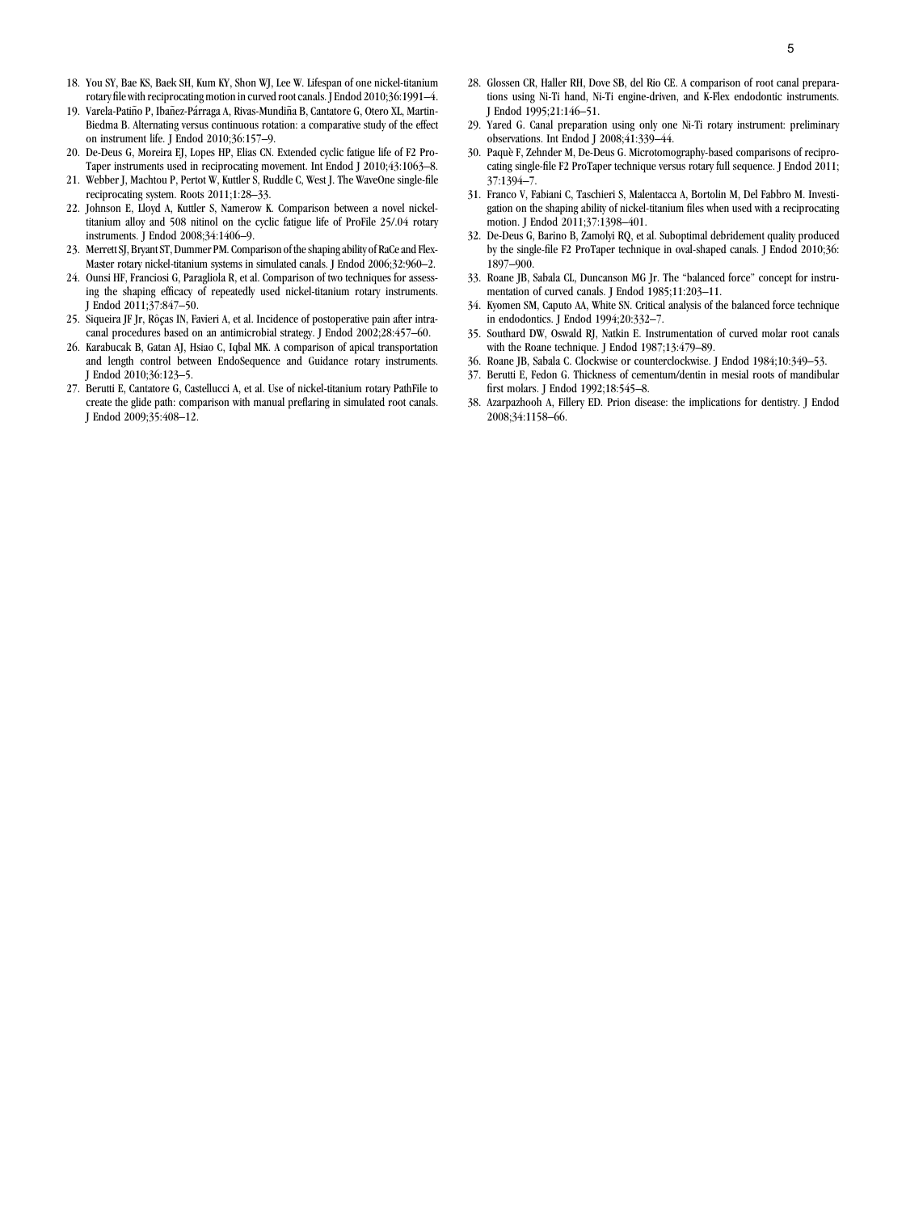18. You SY, Bae KS, Baek SH, Kum KY, Shon WJ, Lee W. Lifespan of one nickel-titanium rotary file with reciprocating motion in curved root canals. J Endod 2010;36:1991–4.
19. Varela-Patiño P, Ibañez-Párraga A, Rivas-Mundiña B, Cantatore G, Otero XL, Martin-Biedma B. Alternating versus continuous rotation: a comparative study of the effect on instrument life. J Endod 2010;36:157–9.
20. De-Deus G, Moreira EJ, Lopes HP, Elias CN. Extended cyclic fatigue life of F2 ProTaper instruments used in reciprocating movement. Int Endod J 2010;43:1063–8.
21. Webber J, Machtou P, Pertot W, Kuttler S, Ruddle C, West J. The WaveOne single-file reciprocating system. Roots 2011;1:28–33.
22. Johnson E, Lloyd A, Kuttler S, Namerow K. Comparison between a novel nickel-titanium alloy and 508 nitinol on the cyclic fatigue life of ProFile 25/.04 rotary instruments. J Endod 2008;34:1406–9.
23. Merrett SJ, Bryant ST, Dummer PM. Comparison of the shaping ability of RaCe and FlexMaster rotary nickel-titanium systems in simulated canals. J Endod 2006;32:960–2.
24. Ounsi HF, Franciosi G, Paragliola R, et al. Comparison of two techniques for assessing the shaping efficacy of repeatedly used nickel-titanium rotary instruments. J Endod 2011;37:847–50.
25. Siqueira JF Jr, Rôças IN, Favieri A, et al. Incidence of postoperative pain after intracanal procedures based on an antimicrobial strategy. J Endod 2002;28:457–60.
26. Karabucak B, Gatan AJ, Hsiao C, Iqbal MK. A comparison of apical transportation and length control between EndoSequence and Guidance rotary instruments. J Endod 2010;36:123–5.
27. Berutti E, Cantatore G, Castellucci A, et al. Use of nickel-titanium rotary PathFile to create the glide path: comparison with manual preflaring in simulated root canals. J Endod 2009;35:408–12.
28. Glossen CR, Haller RH, Dove SB, del Rio CE. A comparison of root canal preparations using Ni-Ti hand, Ni-Ti engine-driven, and K-Flex endodontic instruments. J Endod 1995;21:146–51.
29. Yared G. Canal preparation using only one Ni-Ti rotary instrument: preliminary observations. Int Endod J 2008;41:339–44.
30. Paquè F, Zehnder M, De-Deus G. Microtomography-based comparisons of reciprocating single-file F2 ProTaper technique versus rotary full sequence. J Endod 2011; 37:1394–7.
31. Franco V, Fabiani C, Taschieri S, Malentacca A, Bortolin M, Del Fabbro M. Investigation on the shaping ability of nickel-titanium files when used with a reciprocating motion. J Endod 2011;37:1398–401.
32. De-Deus G, Barino B, Zamolyi RQ, et al. Suboptimal debridement quality produced by the single-file F2 ProTaper technique in oval-shaped canals. J Endod 2010;36: 1897–900.
33. Roane JB, Sabala CL, Duncanson MG Jr. The "balanced force" concept for instrumentation of curved canals. J Endod 1985;11:203–11.
34. Kyomen SM, Caputo AA, White SN. Critical analysis of the balanced force technique in endodontics. J Endod 1994;20:332–7.
35. Southard DW, Oswald RJ, Natkin E. Instrumentation of curved molar root canals with the Roane technique. J Endod 1987;13:479–89.
36. Roane JB, Sabala C. Clockwise or counterclockwise. J Endod 1984;10:349–53.
37. Berutti E, Fedon G. Thickness of cementum/dentin in mesial roots of mandibular first molars. J Endod 1992;18:545–8.
38. Azarpazhooh A, Fillery ED. Prion disease: the implications for dentistry. J Endod 2008;34:1158–66.